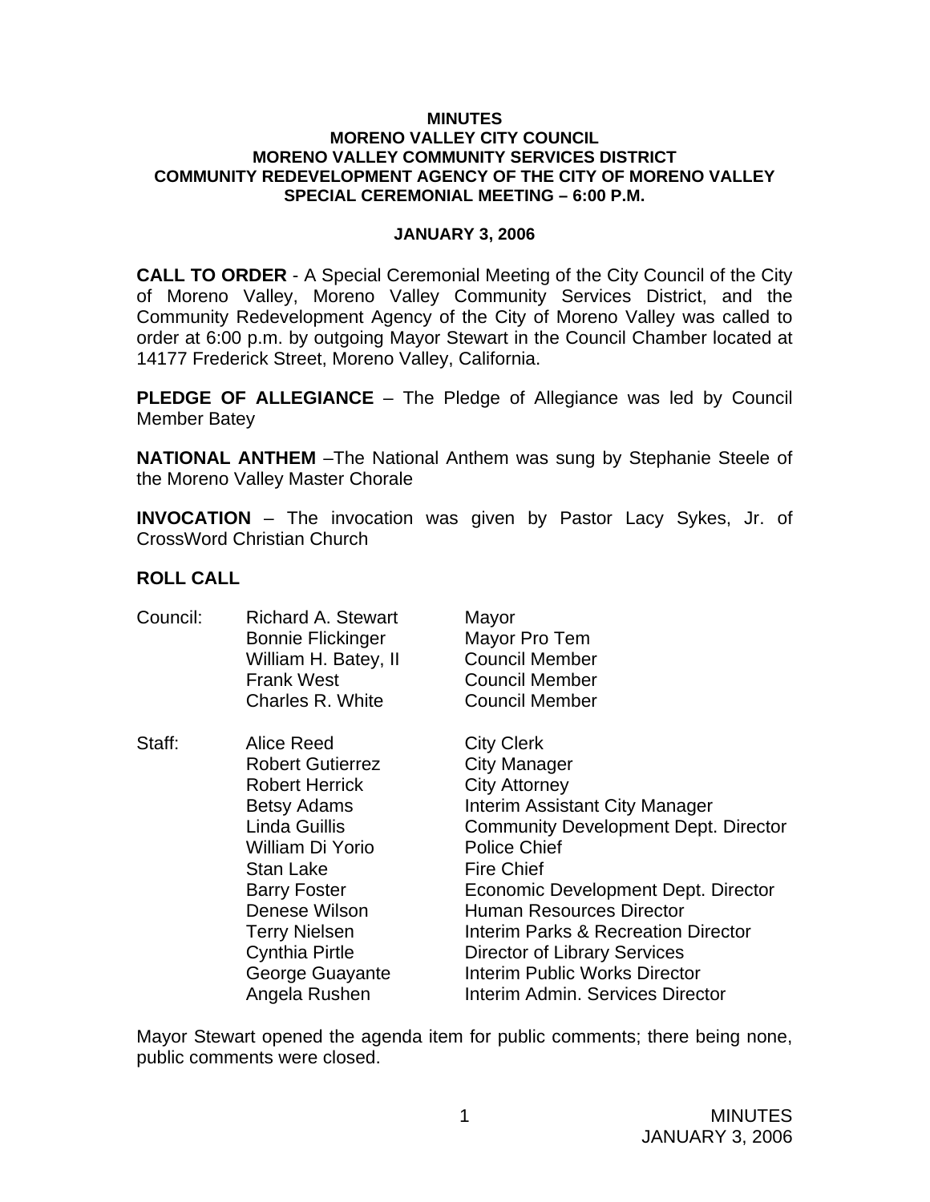**MINUTES**
**MORENO VALLEY CITY COUNCIL**
**MORENO VALLEY COMMUNITY SERVICES DISTRICT**
**COMMUNITY REDEVELOPMENT AGENCY OF THE CITY OF MORENO VALLEY**
**SPECIAL CEREMONIAL MEETING – 6:00 P.M.**

**JANUARY 3, 2006**

**CALL TO ORDER** - A Special Ceremonial Meeting of the City Council of the City of Moreno Valley, Moreno Valley Community Services District, and the Community Redevelopment Agency of the City of Moreno Valley was called to order at 6:00 p.m. by outgoing Mayor Stewart in the Council Chamber located at 14177 Frederick Street, Moreno Valley, California.

**PLEDGE OF ALLEGIANCE** – The Pledge of Allegiance was led by Council Member Batey

**NATIONAL ANTHEM** –The National Anthem was sung by Stephanie Steele of the Moreno Valley Master Chorale

**INVOCATION** – The invocation was given by Pastor Lacy Sykes, Jr. of CrossWord Christian Church

**ROLL CALL**

| | | |
|---|---|---|
| Council: | Richard A. Stewart | Mayor |
| | Bonnie Flickinger | Mayor Pro Tem |
| | William H. Batey, II | Council Member |
| | Frank West | Council Member |
| | Charles R. White | Council Member |
| Staff: | Alice Reed | City Clerk |
| | Robert Gutierrez | City Manager |
| | Robert Herrick | City Attorney |
| | Betsy Adams | Interim Assistant City Manager |
| | Linda Guillis | Community Development Dept. Director |
| | William Di Yorio | Police Chief |
| | Stan Lake | Fire Chief |
| | Barry Foster | Economic Development Dept. Director |
| | Denese Wilson | Human Resources Director |
| | Terry Nielsen | Interim Parks & Recreation Director |
| | Cynthia Pirtle | Director of Library Services |
| | George Guayante | Interim Public Works Director |
| | Angela Rushen | Interim Admin. Services Director |

Mayor Stewart opened the agenda item for public comments; there being none, public comments were closed.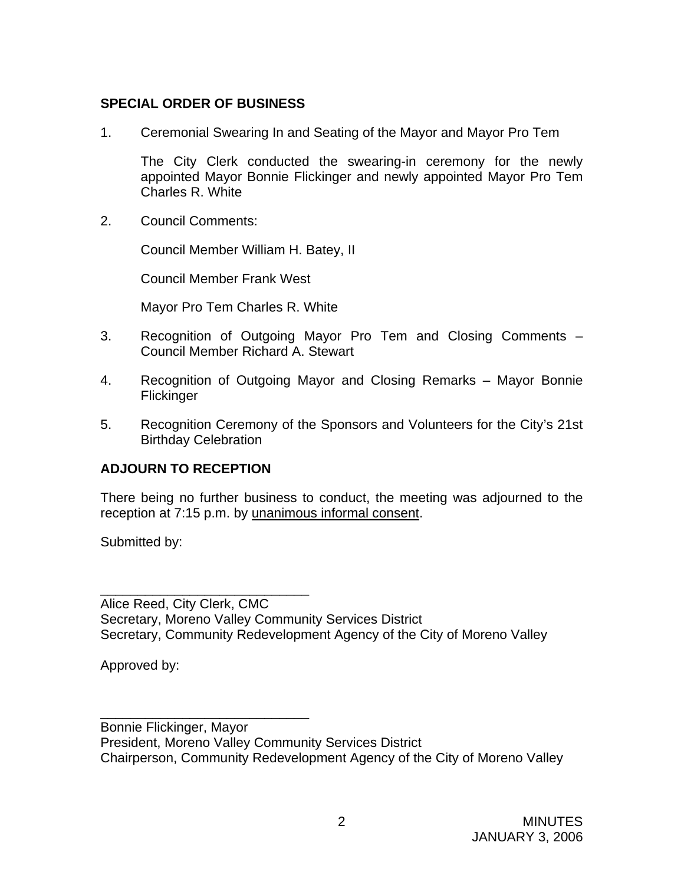**SPECIAL ORDER OF BUSINESS**

1. Ceremonial Swearing In and Seating of the Mayor and Mayor Pro Tem

   The City Clerk conducted the swearing-in ceremony for the newly appointed Mayor Bonnie Flickinger and newly appointed Mayor Pro Tem Charles R. White

2. Council Comments:

   Council Member William H. Batey, II

   Council Member Frank West

   Mayor Pro Tem Charles R. White

3. Recognition of Outgoing Mayor Pro Tem and Closing Comments – Council Member Richard A. Stewart

4. Recognition of Outgoing Mayor and Closing Remarks – Mayor Bonnie Flickinger

5. Recognition Ceremony of the Sponsors and Volunteers for the City's 21st Birthday Celebration

**ADJOURN TO RECEPTION**

There being no further business to conduct, the meeting was adjourned to the reception at 7:15 p.m. by unanimous informal consent.

Submitted by:

\_\_\_\_\_\_\_\_\_\_\_\_\_\_\_\_\_\_\_\_\_\_\_\_\_\_\_\_\_\_
Alice Reed, City Clerk, CMC
Secretary, Moreno Valley Community Services District
Secretary, Community Redevelopment Agency of the City of Moreno Valley

Approved by:

\_\_\_\_\_\_\_\_\_\_\_\_\_\_\_\_\_\_\_\_\_\_\_\_\_\_\_\_\_\_
Bonnie Flickinger, Mayor
President, Moreno Valley Community Services District
Chairperson, Community Redevelopment Agency of the City of Moreno Valley